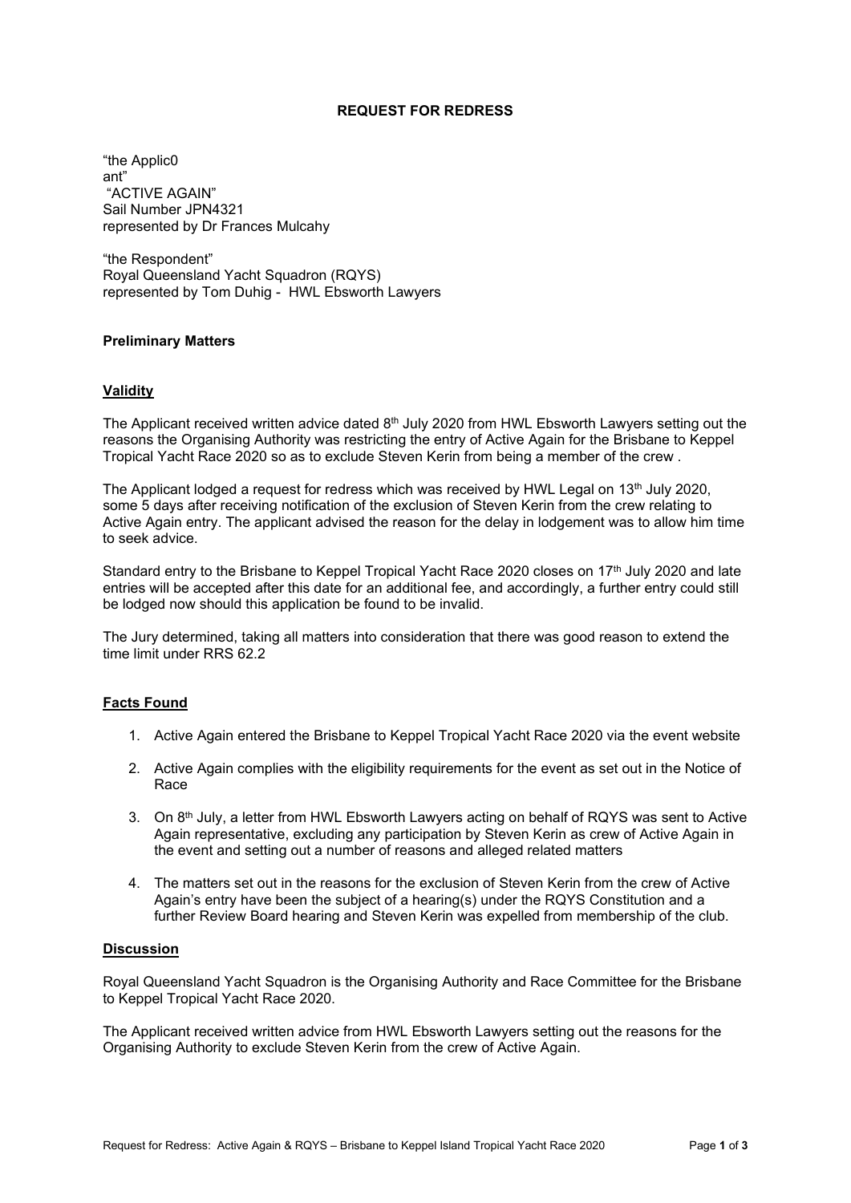# REQUEST FOR REDRESS

"the Applic0
ant"
"ACTIVE AGAIN"
Sail Number JPN4321
represented by Dr Frances Mulcahy

"the Respondent"
Royal Queensland Yacht Squadron (RQYS)
represented by Tom Duhig - HWL Ebsworth Lawyers

## Preliminary Matters

### Validity

The Applicant received written advice dated 8th July 2020 from HWL Ebsworth Lawyers setting out the reasons the Organising Authority was restricting the entry of Active Again for the Brisbane to Keppel Tropical Yacht Race 2020 so as to exclude Steven Kerin from being a member of the crew .

The Applicant lodged a request for redress which was received by HWL Legal on 13th July 2020, some 5 days after receiving notification of the exclusion of Steven Kerin from the crew relating to Active Again entry. The applicant advised the reason for the delay in lodgement was to allow him time to seek advice.

Standard entry to the Brisbane to Keppel Tropical Yacht Race 2020 closes on 17th July 2020 and late entries will be accepted after this date for an additional fee, and accordingly, a further entry could still be lodged now should this application be found to be invalid.

The Jury determined, taking all matters into consideration that there was good reason to extend the time limit under RRS 62.2

### Facts Found

1. Active Again entered the Brisbane to Keppel Tropical Yacht Race 2020 via the event website
2. Active Again complies with the eligibility requirements for the event as set out in the Notice of Race
3. On 8th July, a letter from HWL Ebsworth Lawyers acting on behalf of RQYS was sent to Active Again representative, excluding any participation by Steven Kerin as crew of Active Again in the event and setting out a number of reasons and alleged related matters
4. The matters set out in the reasons for the exclusion of Steven Kerin from the crew of Active Again's entry have been the subject of a hearing(s) under the RQYS Constitution and a further Review Board hearing and Steven Kerin was expelled from membership of the club.

### Discussion

Royal Queensland Yacht Squadron is the Organising Authority and Race Committee for the Brisbane to Keppel Tropical Yacht Race 2020.

The Applicant received written advice from HWL Ebsworth Lawyers setting out the reasons for the Organising Authority to exclude Steven Kerin from the crew of Active Again.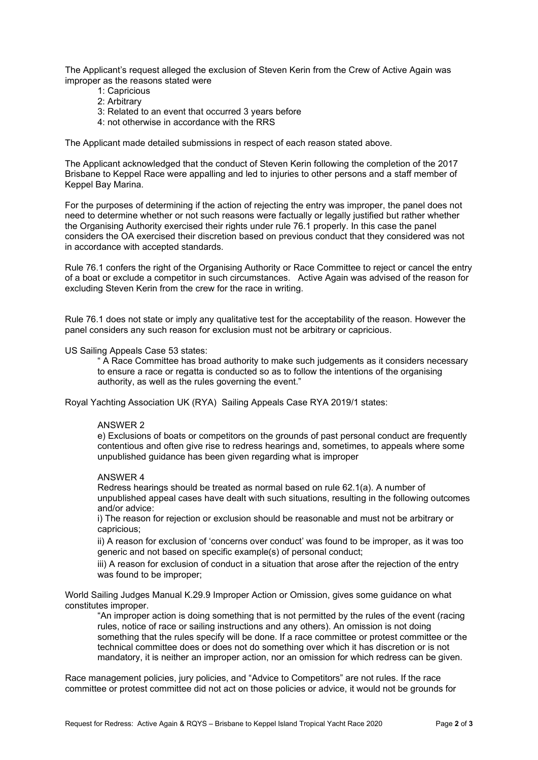The Applicant's request alleged the exclusion of Steven Kerin from the Crew of Active Again was improper as the reasons stated were

1: Capricious
2: Arbitrary
3: Related to an event that occurred 3 years before
4: not otherwise in accordance with the RRS

The Applicant made detailed submissions in respect of each reason stated above.

The Applicant acknowledged that the conduct of Steven Kerin following the completion of the 2017 Brisbane to Keppel Race were appalling and led to injuries to other persons and a staff member of Keppel Bay Marina.

For the purposes of determining if the action of rejecting the entry was improper, the panel does not need to determine whether or not such reasons were factually or legally justified but rather whether the Organising Authority exercised their rights under rule 76.1 properly. In this case the panel considers the OA exercised their discretion based on previous conduct that they considered was not in accordance with accepted standards.

Rule 76.1 confers the right of the Organising Authority or Race Committee to reject or cancel the entry of a boat or exclude a competitor in such circumstances. Active Again was advised of the reason for excluding Steven Kerin from the crew for the race in writing.

Rule 76.1 does not state or imply any qualitative test for the acceptability of the reason. However the panel considers any such reason for exclusion must not be arbitrary or capricious.

US Sailing Appeals Case 53 states:

> " A Race Committee has broad authority to make such judgements as it considers necessary to ensure a race or regatta is conducted so as to follow the intentions of the organising authority, as well as the rules governing the event."

Royal Yachting Association UK (RYA) Sailing Appeals Case RYA 2019/1 states:

> ANSWER 2
>
> e) Exclusions of boats or competitors on the grounds of past personal conduct are frequently contentious and often give rise to redress hearings and, sometimes, to appeals where some unpublished guidance has been given regarding what is improper
>
> ANSWER 4
>
> Redress hearings should be treated as normal based on rule 62.1(a). A number of unpublished appeal cases have dealt with such situations, resulting in the following outcomes and/or advice:
>
> i) The reason for rejection or exclusion should be reasonable and must not be arbitrary or capricious;
>
> ii) A reason for exclusion of 'concerns over conduct' was found to be improper, as it was too generic and not based on specific example(s) of personal conduct;
>
> iii) A reason for exclusion of conduct in a situation that arose after the rejection of the entry was found to be improper;

World Sailing Judges Manual K.29.9 Improper Action or Omission, gives some guidance on what constitutes improper.

> "An improper action is doing something that is not permitted by the rules of the event (racing rules, notice of race or sailing instructions and any others). An omission is not doing something that the rules specify will be done. If a race committee or protest committee or the technical committee does or does not do something over which it has discretion or is not mandatory, it is neither an improper action, nor an omission for which redress can be given.

Race management policies, jury policies, and "Advice to Competitors" are not rules. If the race committee or protest committee did not act on those policies or advice, it would not be grounds for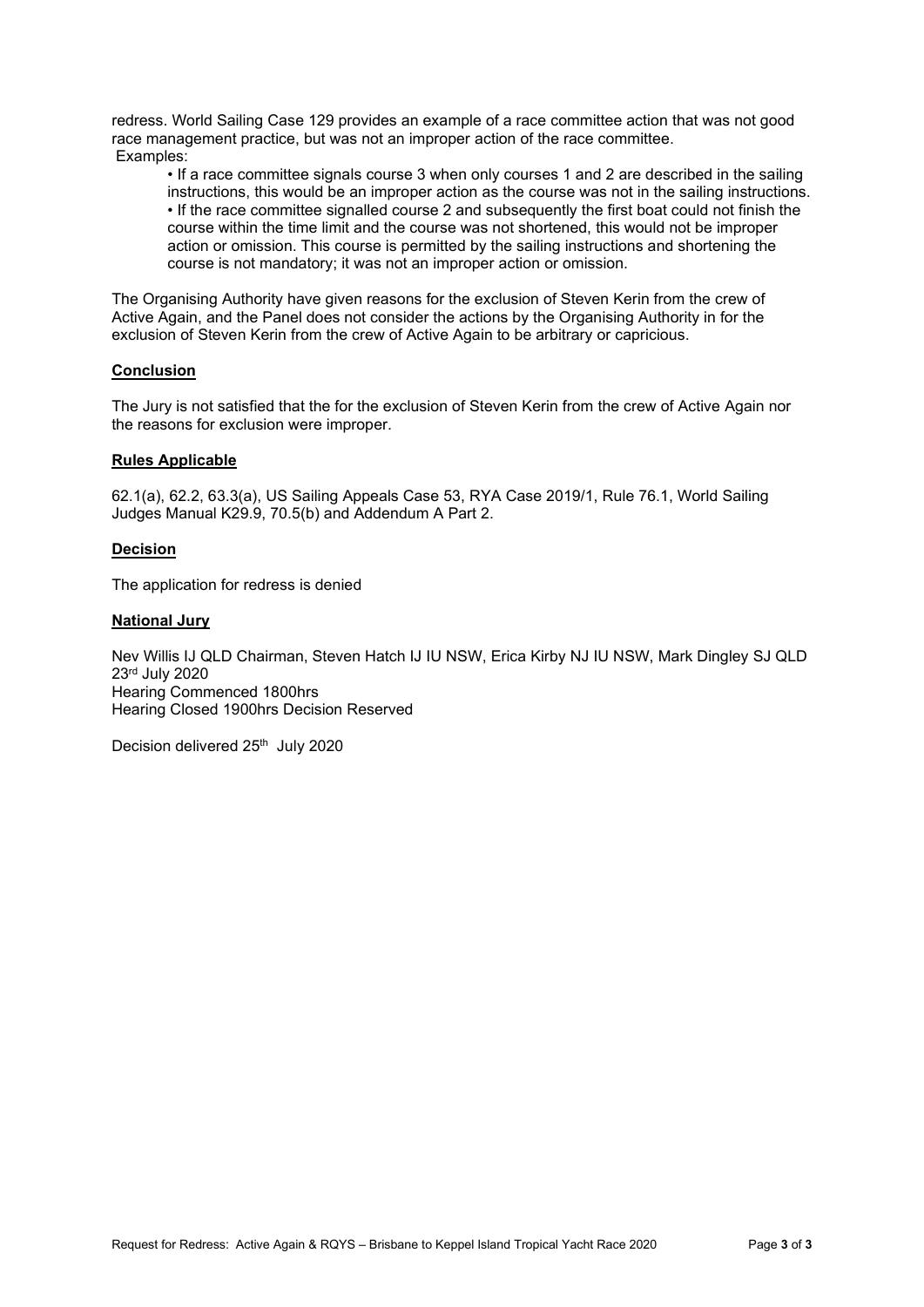redress. World Sailing Case 129 provides an example of a race committee action that was not good race management practice, but was not an improper action of the race committee.
Examples:

- If a race committee signals course 3 when only courses 1 and 2 are described in the sailing instructions, this would be an improper action as the course was not in the sailing instructions.
- If the race committee signalled course 2 and subsequently the first boat could not finish the course within the time limit and the course was not shortened, this would not be improper action or omission. This course is permitted by the sailing instructions and shortening the course is not mandatory; it was not an improper action or omission.

The Organising Authority have given reasons for the exclusion of Steven Kerin from the crew of Active Again, and the Panel does not consider the actions by the Organising Authority in for the exclusion of Steven Kerin from the crew of Active Again to be arbitrary or capricious.

**Conclusion**

The Jury is not satisfied that the for the exclusion of Steven Kerin from the crew of Active Again nor the reasons for exclusion were improper.

**Rules Applicable**

62.1(a), 62.2, 63.3(a), US Sailing Appeals Case 53, RYA Case 2019/1, Rule 76.1, World Sailing Judges Manual K29.9, 70.5(b) and Addendum A Part 2.

**Decision**

The application for redress is denied

**National Jury**

Nev Willis IJ QLD Chairman, Steven Hatch IJ IU NSW, Erica Kirby NJ IU NSW, Mark Dingley SJ QLD
23rd July 2020
Hearing Commenced 1800hrs
Hearing Closed 1900hrs Decision Reserved

Decision delivered 25th July 2020